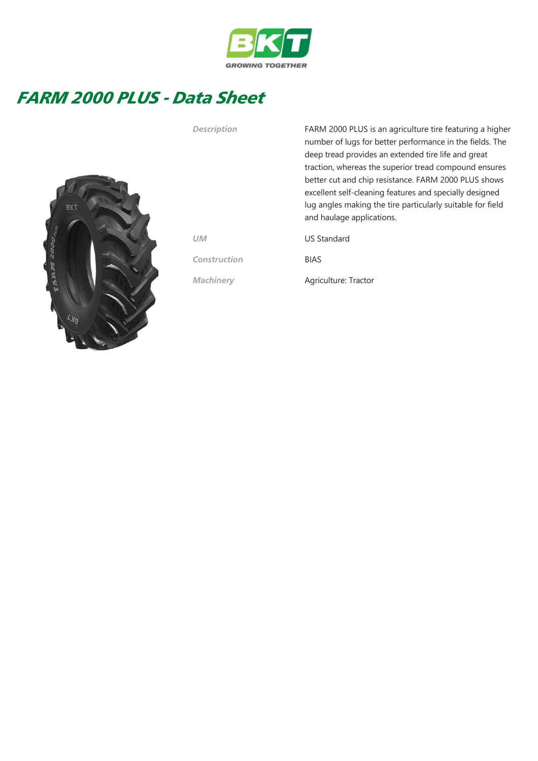BKT

GROWING TOGETHER

# FARM 2000 PLUS - Data Sheet

| | |
|---|---|
| *Description* | FARM 2000 PLUS is an agriculture tire featuring a higher number of lugs for better performance in the fields. The deep tread provides an extended tire life and great traction, whereas the superior tread compound ensures better cut and chip resistance. FARM 2000 PLUS shows excellent self-cleaning features and specially designed lug angles making the tire particularly suitable for field and haulage applications. |
| *UM* | US Standard |
| *Construction* | BIAS |
| *Machinery* | Agriculture: Tractor |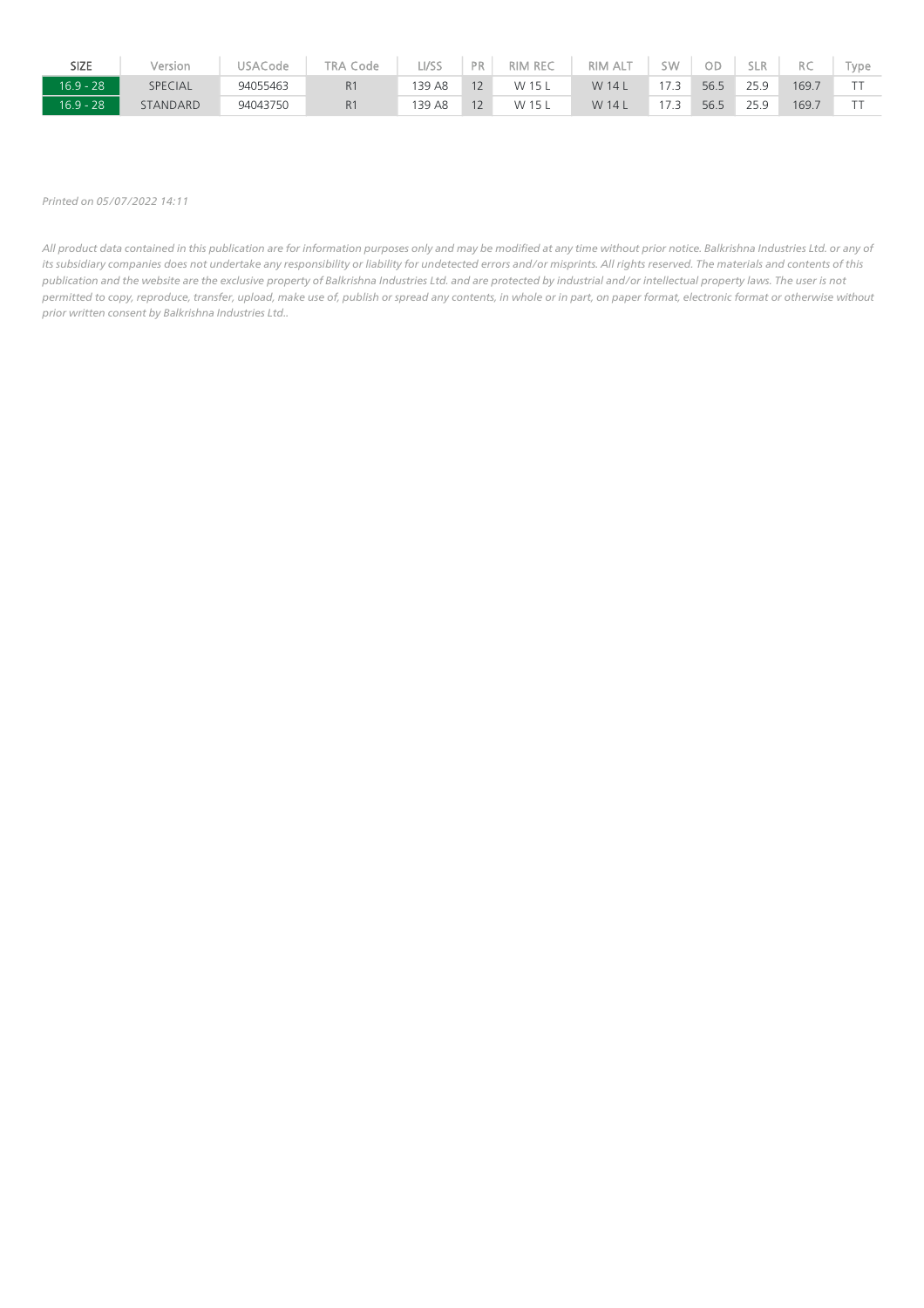| SIZE | Version | USACode | TRA Code | LI/SS | PR | RIM REC | RIM ALT | SW | OD | SLR | RC | Type |
|---|---|---|---|---|---|---|---|---|---|---|---|---|
| 16.9 - 28 | SPECIAL | 94055463 | R1 | 139 A8 | 12 | W 15 L | W 14 L | 17.3 | 56.5 | 25.9 | 169.7 | TT |
| 16.9 - 28 | STANDARD | 94043750 | R1 | 139 A8 | 12 | W 15 L | W 14 L | 17.3 | 56.5 | 25.9 | 169.7 | TT |

*Printed on 05/07/2022 14:11*

*All product data contained in this publication are for information purposes only and may be modified at any time without prior notice. Balkrishna Industries Ltd. or any of its subsidiary companies does not undertake any responsibility or liability for undetected errors and/or misprints. All rights reserved. The materials and contents of this publication and the website are the exclusive property of Balkrishna Industries Ltd. and are protected by industrial and/or intellectual property laws. The user is not permitted to copy, reproduce, transfer, upload, make use of, publish or spread any contents, in whole or in part, on paper format, electronic format or otherwise without prior written consent by Balkrishna Industries Ltd..*